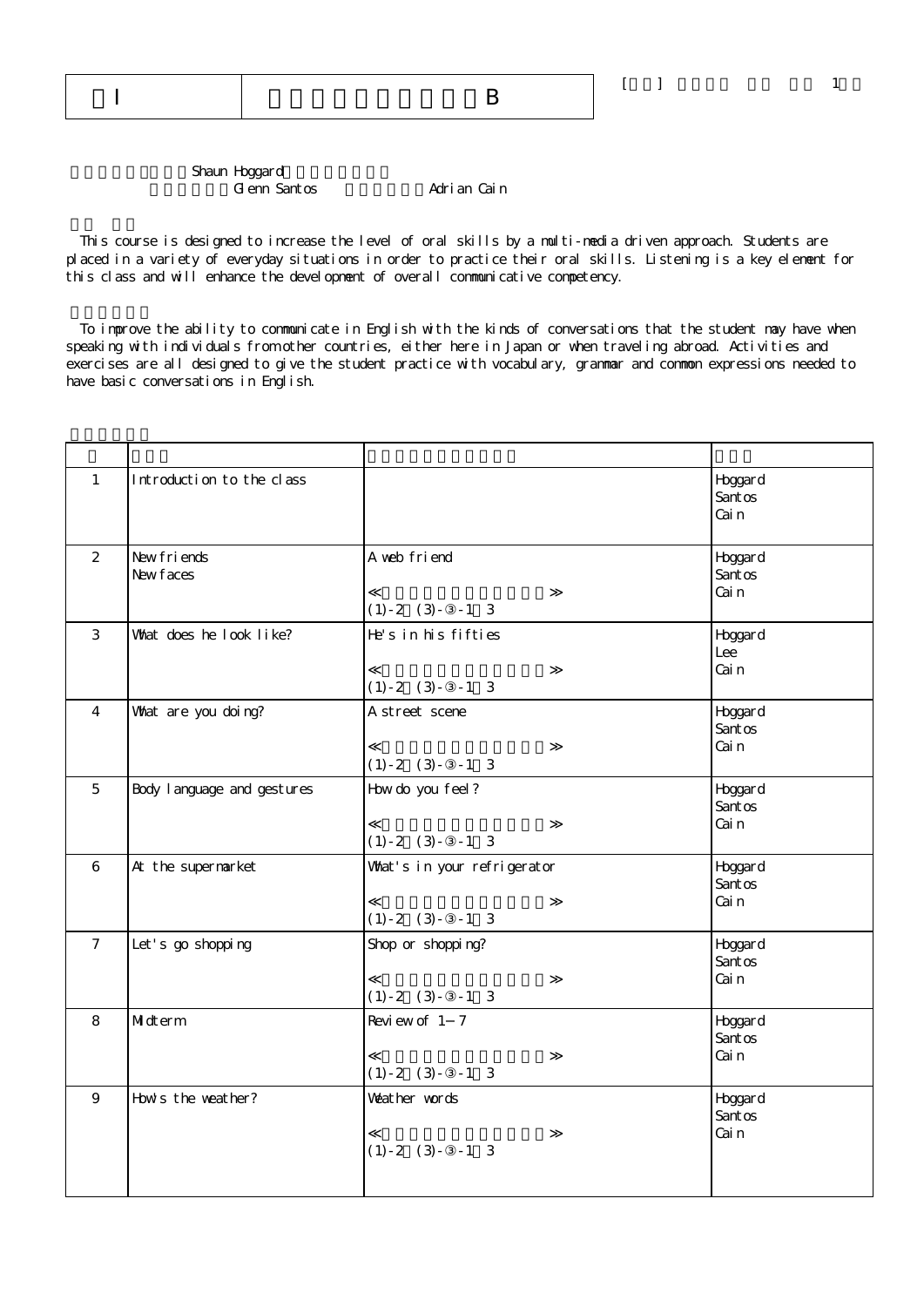| I | B |
|---|---|

[ ] 1

Shaun Hoggard
Glenn Santos Adrian Cain

This course is designed to increase the level of oral skills by a multi-media driven approach. Students are placed in a variety of everyday situations in order to practice their oral skills. Listening is a key element for this class and will enhance the development of overall communicative competency.

To improve the ability to communicate in English with the kinds of conversations that the student may have when speaking with individuals from other countries, either here in Japan or when traveling abroad. Activities and exercises are all designed to give the student practice with vocabulary, grammar and common expressions needed to have basic conversations in English.

| | | | |
|---|---|---|---|
| 1 | Introduction to the class | | Hoggard<br>Santos<br>Cain |
| 2 | New friends<br>New faces | A web friend<br><br>≪ ≫<br>(1)-2 (3)-③-1 3 | Hoggard<br>Santos<br>Cain |
| 3 | What does he look like? | He's in his fifties<br><br>≪ ≫<br>(1)-2 (3)-③-1 3 | Hoggard<br>Lee<br>Cain |
| 4 | What are you doing? | A street scene<br><br>≪ ≫<br>(1)-2 (3)-③-1 3 | Hoggard<br>Santos<br>Cain |
| 5 | Body language and gestures | How do you feel?<br><br>≪ ≫<br>(1)-2 (3)-③-1 3 | Hoggard<br>Santos<br>Cain |
| 6 | At the supermarket | What's in your refrigerator<br><br>≪ ≫<br>(1)-2 (3)-③-1 3 | Hoggard<br>Santos<br>Cain |
| 7 | Let's go shopping | Shop or shopping?<br><br>≪ ≫<br>(1)-2 (3)-③-1 3 | Hoggard<br>Santos<br>Cain |
| 8 | Midterm | Review of 1－7<br><br>≪ ≫<br>(1)-2 (3)-③-1 3 | Hoggard<br>Santos<br>Cain |
| 9 | How's the weather? | Weather words<br><br>≪ ≫<br>(1)-2 (3)-③-1 3 | Hoggard<br>Santos<br>Cain |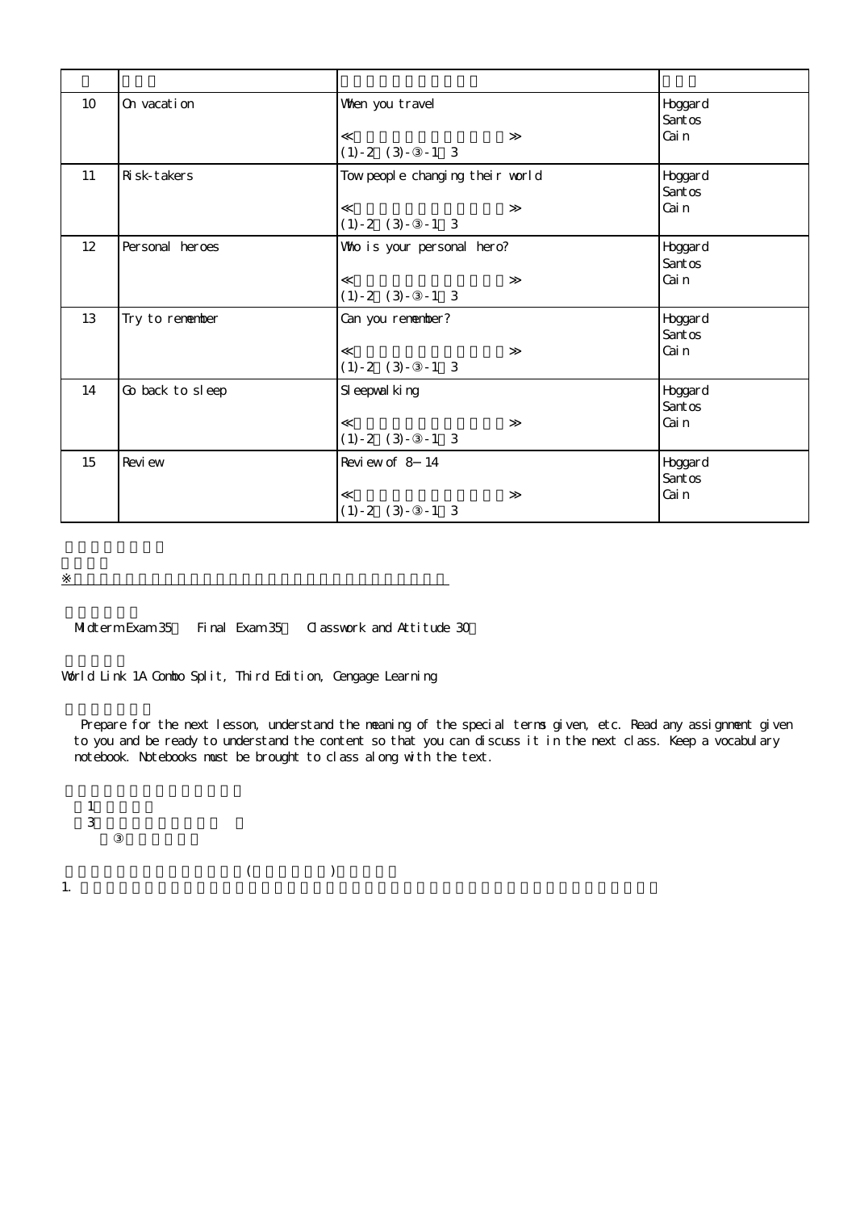| | | | |
|---|---|---|---|
| 10 | On vacation | When you travel<br><br>≪ ≫<br>(1)-2 (3)-③-1 3 | Hoggard<br>Santos<br>Cain |
| 11 | Risk-takers | Tow people changing their world<br><br>≪ ≫<br>(1)-2 (3)-③-1 3 | Hoggard<br>Santos<br>Cain |
| 12 | Personal heroes | Who is your personal hero?<br><br>≪ ≫<br>(1)-2 (3)-③-1 3 | Hoggard<br>Santos<br>Cain |
| 13 | Try to remember | Can you remember?<br><br>≪ ≫<br>(1)-2 (3)-③-1 3 | Hoggard<br>Santos<br>Cain |
| 14 | Go back to sleep | Sleepwalking<br><br>≪ ≫<br>(1)-2 (3)-③-1 3 | Hoggard<br>Santos<br>Cain |
| 15 | Review | Review of 8−14<br><br>≪ ≫<br>(1)-2 (3)-③-1 3 | Hoggard<br>Santos<br>Cain |

※

Midterm Exam 35 Final Exam 35 Classwork and Attitude 30

World Link 1A Combo Split, Third Edition, Cengage Learning

Prepare for the next lesson, understand the meaning of the special terms given, etc. Read any assignment given to you and be ready to understand the content so that you can discuss it in the next class. Keep a vocabulary notebook. Notebooks must be brought to class along with the text.

1
3
③

( )

1.